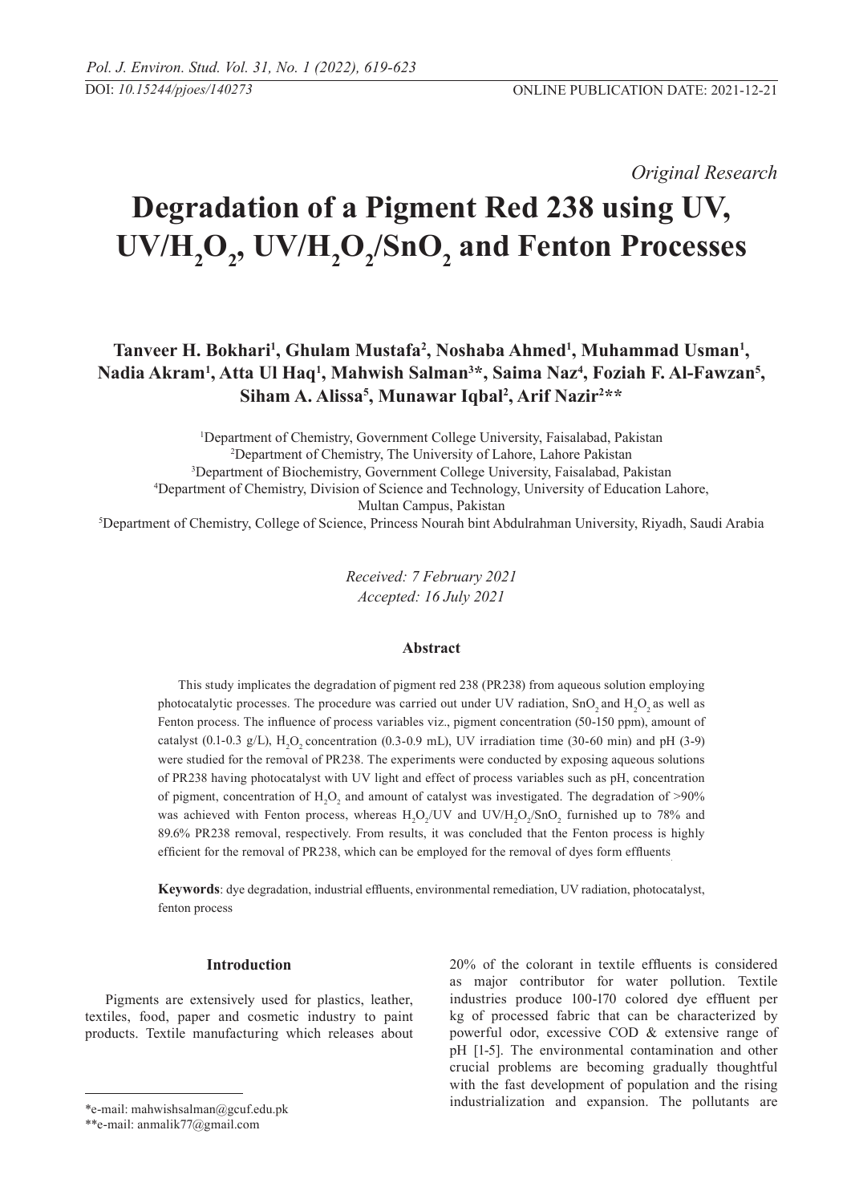*Original Research*

# Degradation of a Pigment Red 238 using UV, $UV/H_2O_2$, $UV/H_2O_2/SnO_2$ and Fenton Processes

**Tanveer H. Bokhari[1], Ghulam Mustafa[2], Noshaba Ahmed[1], Muhammad Usman[1], Nadia Akram[1], Atta Ul Haq[1], Mahwish Salman[3]\*, Saima Naz[4], Foziah F. Al-Fawzan[5], Siham A. Alissa[5], Munawar Iqbal[2], Arif Nazir[2]\*\***

[1]Department of Chemistry, Government College University, Faisalabad, Pakistan
[2]Department of Chemistry, The University of Lahore, Lahore Pakistan
[3]Department of Biochemistry, Government College University, Faisalabad, Pakistan
[4]Department of Chemistry, Division of Science and Technology, University of Education Lahore, Multan Campus, Pakistan
[5]Department of Chemistry, College of Science, Princess Nourah bint Abdulrahman University, Riyadh, Saudi Arabia

*Received: 7 February 2021*
*Accepted: 16 July 2021*

## Abstract

This study implicates the degradation of pigment red 238 (PR238) from aqueous solution employing photocatalytic processes. The procedure was carried out under UV radiation, $SnO_2$ and $H_2O_2$ as well as Fenton process. The influence of process variables viz., pigment concentration (50-150 ppm), amount of catalyst (0.1-0.3 g/L), $H_2O_2$ concentration (0.3-0.9 mL), UV irradiation time (30-60 min) and pH (3-9) were studied for the removal of PR238. The experiments were conducted by exposing aqueous solutions of PR238 having photocatalyst with UV light and effect of process variables such as pH, concentration of pigment, concentration of $H_2O_2$ and amount of catalyst was investigated. The degradation of >90% was achieved with Fenton process, whereas $H_2O_2$/UV and $UV/H_2O_2/SnO_2$ furnished up to 78% and 89.6% PR238 removal, respectively. From results, it was concluded that the Fenton process is highly efficient for the removal of PR238, which can be employed for the removal of dyes form effluents.

**Keywords**: dye degradation, industrial effluents, environmental remediation, UV radiation, photocatalyst, fenton process

## Introduction

Pigments are extensively used for plastics, leather, textiles, food, paper and cosmetic industry to paint products. Textile manufacturing which releases about 20% of the colorant in textile effluents is considered as major contributor for water pollution. Textile industries produce 100-170 colored dye effluent per kg of processed fabric that can be characterized by powerful odor, excessive COD & extensive range of pH [1-5]. The environmental contamination and other crucial problems are becoming gradually thoughtful with the fast development of population and the rising industrialization and expansion. The pollutants are

\*e-mail: mahwishsalman@gcuf.edu.pk
\*\*e-mail: anmalik77@gmail.com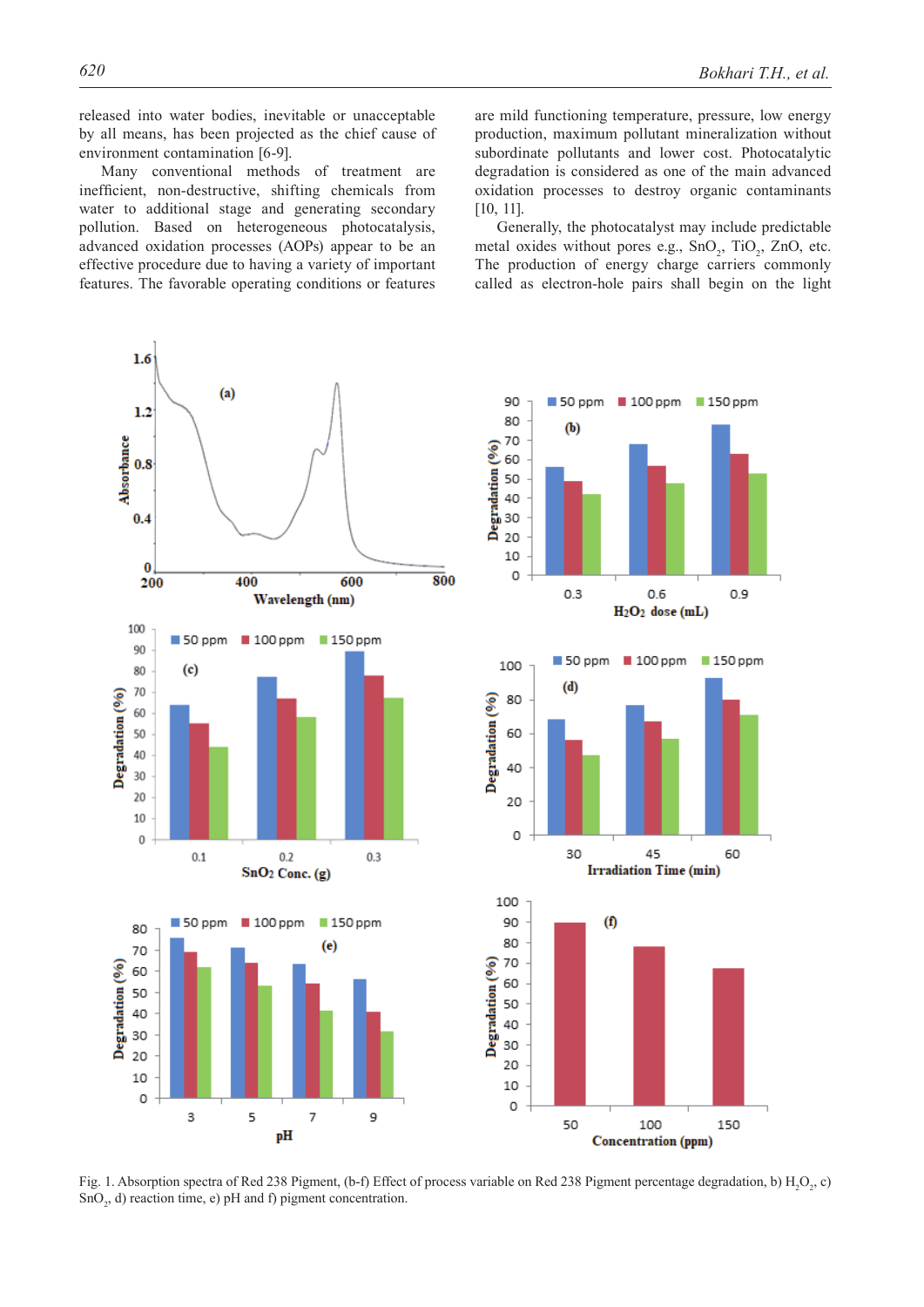released into water bodies, inevitable or unacceptable by all means, has been projected as the chief cause of environment contamination [6-9].

Many conventional methods of treatment are inefficient, non-destructive, shifting chemicals from water to additional stage and generating secondary pollution. Based on heterogeneous photocatalysis, advanced oxidation processes (AOPs) appear to be an effective procedure due to having a variety of important features. The favorable operating conditions or features are mild functioning temperature, pressure, low energy production, maximum pollutant mineralization without subordinate pollutants and lower cost. Photocatalytic degradation is considered as one of the main advanced oxidation processes to destroy organic contaminants [10, 11].

Generally, the photocatalyst may include predictable metal oxides without pores e.g., $SnO_2$, $TiO_2$, ZnO, etc. The production of energy charge carriers commonly called as electron-hole pairs shall begin on the light

Fig. 1. Absorption spectra of Red 238 Pigment, (b-f) Effect of process variable on Red 238 Pigment percentage degradation, b) $H_2O_2$, c) $SnO_2$, d) reaction time, e) pH and f) pigment concentration.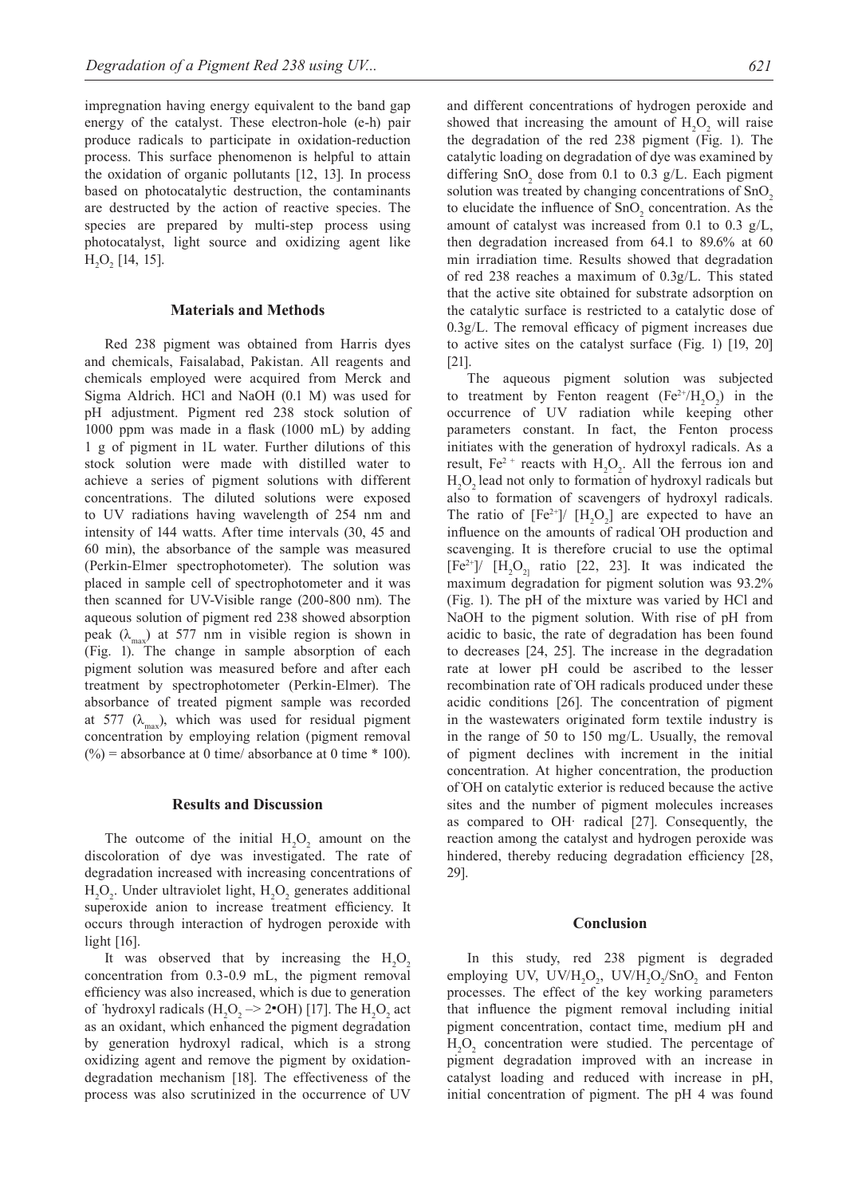impregnation having energy equivalent to the band gap energy of the catalyst. These electron-hole (e-h) pair produce radicals to participate in oxidation-reduction process. This surface phenomenon is helpful to attain the oxidation of organic pollutants [12, 13]. In process based on photocatalytic destruction, the contaminants are destructed by the action of reactive species. The species are prepared by multi-step process using photocatalyst, light source and oxidizing agent like $H_2O_2$ [14, 15].

## Materials and Methods

Red 238 pigment was obtained from Harris dyes and chemicals, Faisalabad, Pakistan. All reagents and chemicals employed were acquired from Merck and Sigma Aldrich. HCl and NaOH (0.1 M) was used for pH adjustment. Pigment red 238 stock solution of 1000 ppm was made in a flask (1000 mL) by adding 1 g of pigment in 1L water. Further dilutions of this stock solution were made with distilled water to achieve a series of pigment solutions with different concentrations. The diluted solutions were exposed to UV radiations having wavelength of 254 nm and intensity of 144 watts. After time intervals (30, 45 and 60 min), the absorbance of the sample was measured (Perkin-Elmer spectrophotometer). The solution was placed in sample cell of spectrophotometer and it was then scanned for UV-Visible range (200-800 nm). The aqueous solution of pigment red 238 showed absorption peak ($\lambda_{max}$) at 577 nm in visible region is shown in (Fig. 1). The change in sample absorption of each pigment solution was measured before and after each treatment by spectrophotometer (Perkin-Elmer). The absorbance of treated pigment sample was recorded at 577 ($\lambda_{max}$), which was used for residual pigment concentration by employing relation (pigment removal (%) = absorbance at 0 time/ absorbance at 0 time * 100).

## Results and Discussion

The outcome of the initial $H_2O_2$ amount on the discoloration of dye was investigated. The rate of degradation increased with increasing concentrations of $H_2O_2$. Under ultraviolet light, $H_2O_2$ generates additional superoxide anion to increase treatment efficiency. It occurs through interaction of hydrogen peroxide with light [16].

It was observed that by increasing the $H_2O_2$ concentration from 0.3-0.9 mL, the pigment removal efficiency was also increased, which is due to generation of ˙hydroxyl radicals ($H_2O_2 \rightarrow 2{\bullet}OH$) [17]. The $H_2O_2$ act as an oxidant, which enhanced the pigment degradation by generation hydroxyl radical, which is a strong oxidizing agent and remove the pigment by oxidation-degradation mechanism [18]. The effectiveness of the process was also scrutinized in the occurrence of UV and different concentrations of hydrogen peroxide and showed that increasing the amount of $H_2O_2$ will raise the degradation of the red 238 pigment (Fig. 1). The catalytic loading on degradation of dye was examined by differing $SnO_2$ dose from 0.1 to 0.3 g/L. Each pigment solution was treated by changing concentrations of $SnO_2$ to elucidate the influence of $SnO_2$ concentration. As the amount of catalyst was increased from 0.1 to 0.3 g/L, then degradation increased from 64.1 to 89.6% at 60 min irradiation time. Results showed that degradation of red 238 reaches a maximum of 0.3g/L. This stated that the active site obtained for substrate adsorption on the catalytic surface is restricted to a catalytic dose of 0.3g/L. The removal efficacy of pigment increases due to active sites on the catalyst surface (Fig. 1) [19, 20] [21].

The aqueous pigment solution was subjected to treatment by Fenton reagent ($Fe^{2+}/H_2O_2$) in the occurrence of UV radiation while keeping other parameters constant. In fact, the Fenton process initiates with the generation of hydroxyl radicals. As a result, $Fe^{2+}$ reacts with $H_2O_2$. All the ferrous ion and $H_2O_2$ lead not only to formation of hydroxyl radicals but also to formation of scavengers of hydroxyl radicals. The ratio of $[Fe^{2+}]/[H_2O_2]$ are expected to have an influence on the amounts of radical ˙OH production and scavenging. It is therefore crucial to use the optimal $[Fe^{2+}]/[H_2O_2]$ ratio [22, 23]. It was indicated the maximum degradation for pigment solution was 93.2% (Fig. 1). The pH of the mixture was varied by HCl and NaOH to the pigment solution. With rise of pH from acidic to basic, the rate of degradation has been found to decreases [24, 25]. The increase in the degradation rate at lower pH could be ascribed to the lesser recombination rate of ˙OH radicals produced under these acidic conditions [26]. The concentration of pigment in the wastewaters originated form textile industry is in the range of 50 to 150 mg/L. Usually, the removal of pigment declines with increment in the initial concentration. At higher concentration, the production of ˙OH on catalytic exterior is reduced because the active sites and the number of pigment molecules increases as compared to OH· radical [27]. Consequently, the reaction among the catalyst and hydrogen peroxide was hindered, thereby reducing degradation efficiency [28, 29].

## Conclusion

In this study, red 238 pigment is degraded employing UV, $UV/H_2O_2$, $UV/H_2O_2/SnO_2$ and Fenton processes. The effect of the key working parameters that influence the pigment removal including initial pigment concentration, contact time, medium pH and $H_2O_2$ concentration were studied. The percentage of pigment degradation improved with an increase in catalyst loading and reduced with increase in pH, initial concentration of pigment. The pH 4 was found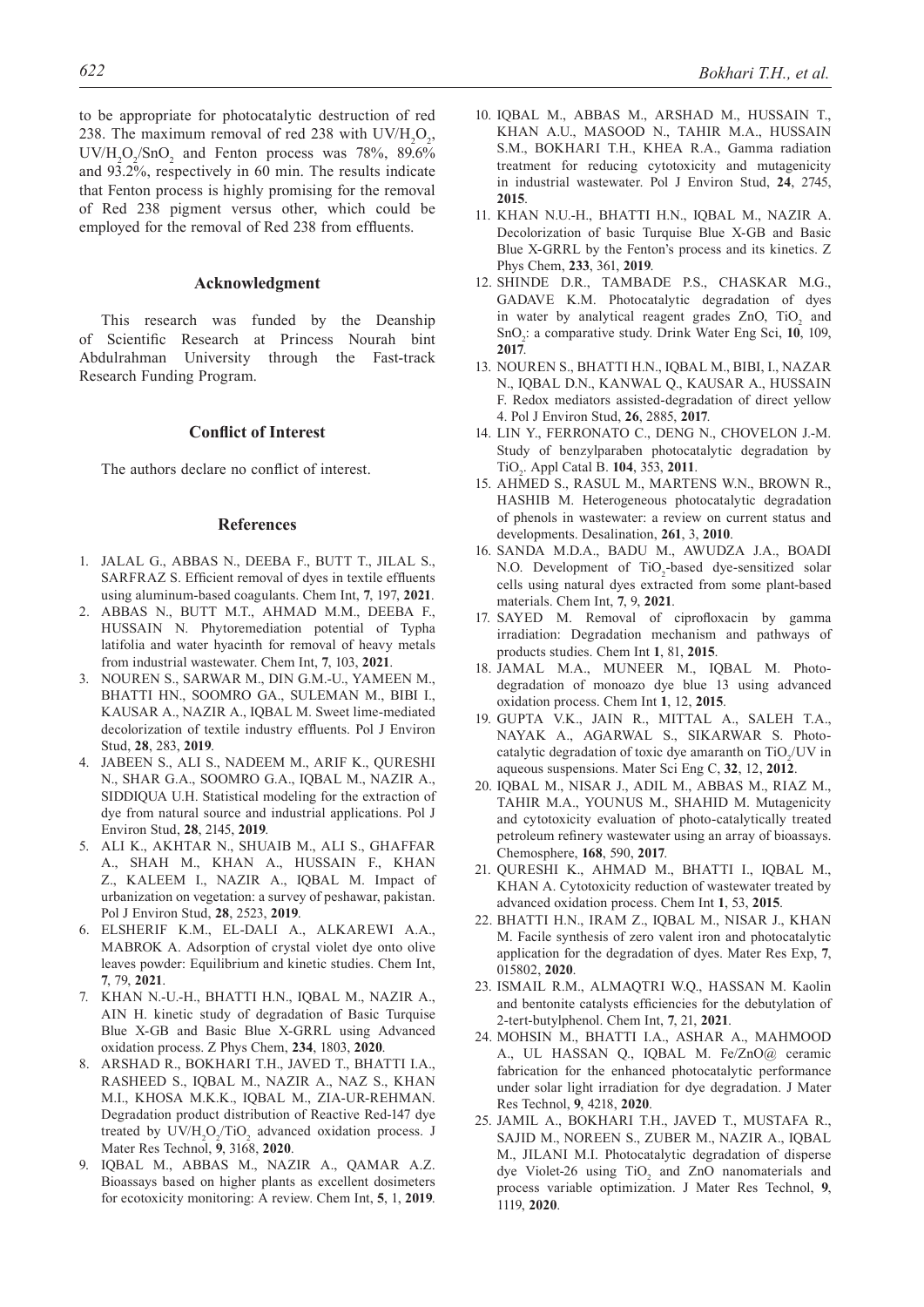to be appropriate for photocatalytic destruction of red 238. The maximum removal of red 238 with UV/$H_2O_2$, UV/$H_2O_2$/$SnO_2$ and Fenton process was 78%, 89.6% and 93.2%, respectively in 60 min. The results indicate that Fenton process is highly promising for the removal of Red 238 pigment versus other, which could be employed for the removal of Red 238 from effluents.

## Acknowledgment

This research was funded by the Deanship of Scientific Research at Princess Nourah bint Abdulrahman University through the Fast-track Research Funding Program.

## Conflict of Interest

The authors declare no conflict of interest.

## References

1. JALAL G., ABBAS N., DEEBA F., BUTT T., JILAL S., SARFRAZ S. Efficient removal of dyes in textile effluents using aluminum-based coagulants. Chem Int, **7**, 197, **2021**.
2. ABBAS N., BUTT M.T., AHMAD M.M., DEEBA F., HUSSAIN N. Phytoremediation potential of Typha latifolia and water hyacinth for removal of heavy metals from industrial wastewater. Chem Int, **7**, 103, **2021**.
3. NOUREN S., SARWAR M., DIN G.M.-U., YAMEEN M., BHATTI HN., SOOMRO GA., SULEMAN M., BIBI I., KAUSAR A., NAZIR A., IQBAL M. Sweet lime-mediated decolorization of textile industry effluents. Pol J Environ Stud, **28**, 283, **2019**.
4. JABEEN S., ALI S., NADEEM M., ARIF K., QURESHI N., SHAR G.A., SOOMRO G.A., IQBAL M., NAZIR A., SIDDIQUA U.H. Statistical modeling for the extraction of dye from natural source and industrial applications. Pol J Environ Stud, **28**, 2145, **2019**.
5. ALI K., AKHTAR N., SHUAIB M., ALI S., GHAFFAR A., SHAH M., KHAN A., HUSSAIN F., KHAN Z., KALEEM I., NAZIR A., IQBAL M. Impact of urbanization on vegetation: a survey of peshawar, pakistan. Pol J Environ Stud, **28**, 2523, **2019**.
6. ELSHERIF K.M., EL-DALI A., ALKAREWI A.A., MABROK A. Adsorption of crystal violet dye onto olive leaves powder: Equilibrium and kinetic studies. Chem Int, **7**, 79, **2021**.
7. KHAN N.-U.-H., BHATTI H.N., IQBAL M., NAZIR A., AIN H. kinetic study of degradation of Basic Turquise Blue X-GB and Basic Blue X-GRRL using Advanced oxidation process. Z Phys Chem, **234**, 1803, **2020**.
8. ARSHAD R., BOKHARI T.H., JAVED T., BHATTI I.A., RASHEED S., IQBAL M., NAZIR A., NAZ S., KHAN M.I., KHOSA M.K.K., IQBAL M., ZIA-UR-REHMAN. Degradation product distribution of Reactive Red-147 dye treated by UV/$H_2O_2$/$TiO_2$ advanced oxidation process. J Mater Res Technol, **9**, 3168, **2020**.
9. IQBAL M., ABBAS M., NAZIR A., QAMAR A.Z. Bioassays based on higher plants as excellent dosimeters for ecotoxicity monitoring: A review. Chem Int, **5**, 1, **2019**.
10. IQBAL M., ABBAS M., ARSHAD M., HUSSAIN T., KHAN A.U., MASOOD N., TAHIR M.A., HUSSAIN S.M., BOKHARI T.H., KHEA R.A., Gamma radiation treatment for reducing cytotoxicity and mutagenicity in industrial wastewater. Pol J Environ Stud, **24**, 2745, **2015**.
11. KHAN N.U.-H., BHATTI H.N., IQBAL M., NAZIR A. Decolorization of basic Turquise Blue X-GB and Basic Blue X-GRRL by the Fenton's process and its kinetics. Z Phys Chem, **233**, 361, **2019**.
12. SHINDE D.R., TAMBADE P.S., CHASKAR M.G., GADAVE K.M. Photocatalytic degradation of dyes in water by analytical reagent grades ZnO, $TiO_2$ and $SnO_2$: a comparative study. Drink Water Eng Sci, **10**, 109, **2017**.
13. NOUREN S., BHATTI H.N., IQBAL M., BIBI, I., NAZAR N., IQBAL D.N., KANWAL Q., KAUSAR A., HUSSAIN F. Redox mediators assisted-degradation of direct yellow 4. Pol J Environ Stud, **26**, 2885, **2017**.
14. LIN Y., FERRONATO C., DENG N., CHOVELON J.-M. Study of benzylparaben photocatalytic degradation by $TiO_2$. Appl Catal B. **104**, 353, **2011**.
15. AHMED S., RASUL M., MARTENS W.N., BROWN R., HASHIB M. Heterogeneous photocatalytic degradation of phenols in wastewater: a review on current status and developments. Desalination, **261**, 3, **2010**.
16. SANDA M.D.A., BADU M., AWUDZA J.A., BOADI N.O. Development of $TiO_2$-based dye-sensitized solar cells using natural dyes extracted from some plant-based materials. Chem Int, **7**, 9, **2021**.
17. SAYED M. Removal of ciprofloxacin by gamma irradiation: Degradation mechanism and pathways of products studies. Chem Int **1**, 81, **2015**.
18. JAMAL M.A., MUNEER M., IQBAL M. Photo-degradation of monoazo dye blue 13 using advanced oxidation process. Chem Int **1**, 12, **2015**.
19. GUPTA V.K., JAIN R., MITTAL A., SALEH T.A., NAYAK A., AGARWAL S., SIKARWAR S. Photo-catalytic degradation of toxic dye amaranth on $TiO_2$/UV in aqueous suspensions. Mater Sci Eng C, **32**, 12, **2012**.
20. IQBAL M., NISAR J., ADIL M., ABBAS M., RIAZ M., TAHIR M.A., YOUNUS M., SHAHID M. Mutagenicity and cytotoxicity evaluation of photo-catalytically treated petroleum refinery wastewater using an array of bioassays. Chemosphere, **168**, 590, **2017**.
21. QURESHI K., AHMAD M., BHATTI I., IQBAL M., KHAN A. Cytotoxicity reduction of wastewater treated by advanced oxidation process. Chem Int **1**, 53, **2015**.
22. BHATTI H.N., IRAM Z., IQBAL M., NISAR J., KHAN M. Facile synthesis of zero valent iron and photocatalytic application for the degradation of dyes. Mater Res Exp, **7**, 015802, **2020**.
23. ISMAIL R.M., ALMAQTRI W.Q., HASSAN M. Kaolin and bentonite catalysts efficiencies for the debutylation of 2-tert-butylphenol. Chem Int, **7**, 21, **2021**.
24. MOHSIN M., BHATTI I.A., ASHAR A., MAHMOOD A., UL HASSAN Q., IQBAL M. Fe/ZnO@ ceramic fabrication for the enhanced photocatalytic performance under solar light irradiation for dye degradation. J Mater Res Technol, **9**, 4218, **2020**.
25. JAMIL A., BOKHARI T.H., JAVED T., MUSTAFA R., SAJID M., NOREEN S., ZUBER M., NAZIR A., IQBAL M., JILANI M.I. Photocatalytic degradation of disperse dye Violet-26 using $TiO_2$ and ZnO nanomaterials and process variable optimization. J Mater Res Technol, **9**, 1119, **2020**.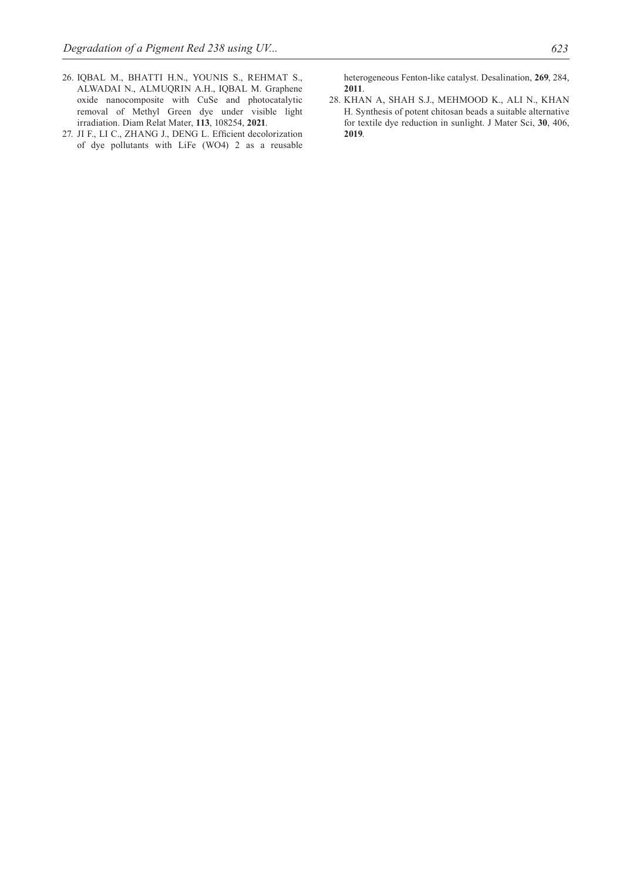26. IQBAL M., BHATTI H.N., YOUNIS S., REHMAT S., ALWADAI N., ALMUQRIN A.H., IQBAL M. Graphene oxide nanocomposite with CuSe and photocatalytic removal of Methyl Green dye under visible light irradiation. Diam Relat Mater, **113**, 108254, **2021**.
27. JI F., LI C., ZHANG J., DENG L. Efficient decolorization of dye pollutants with LiFe (WO4) 2 as a reusable heterogeneous Fenton-like catalyst. Desalination, **269**, 284, **2011**.
28. KHAN A, SHAH S.J., MEHMOOD K., ALI N., KHAN H. Synthesis of potent chitosan beads a suitable alternative for textile dye reduction in sunlight. J Mater Sci, **30**, 406, **2019**.